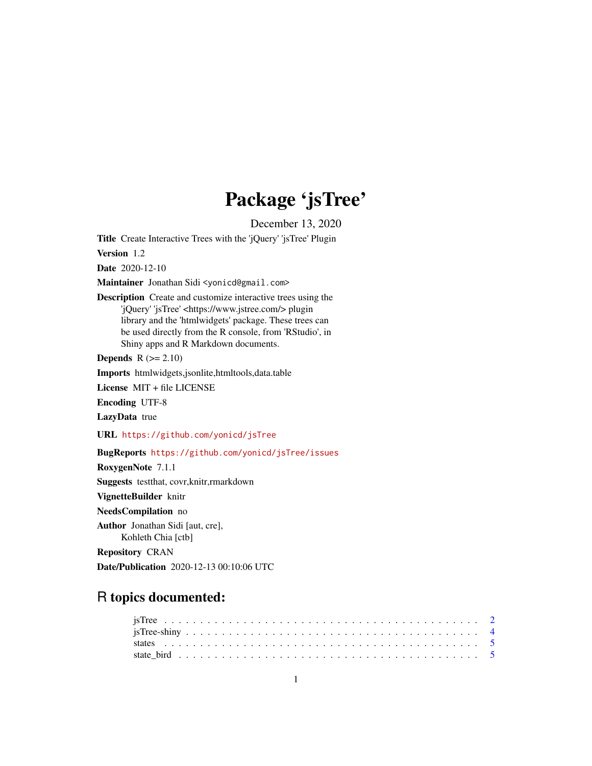# Package 'jsTree'

December 13, 2020

**Title** Create Interactive Trees with the 'jQuery' 'jsTree' Plugin

**Version** 1.2

**Date** 2020-12-10

**Maintainer** Jonathan Sidi <yonicd@gmail.com>

**Description** Create and customize interactive trees using the 'jQuery' 'jsTree' <https://www.jstree.com/> plugin library and the 'htmlwidgets' package. These trees can be used directly from the R console, from 'RStudio', in Shiny apps and R Markdown documents.

**Depends** R (>= 2.10)

**Imports** htmlwidgets,jsonlite,htmltools,data.table

**License** MIT + file LICENSE

**Encoding** UTF-8

**LazyData** true

**URL** https://github.com/yonicd/jsTree

**BugReports** https://github.com/yonicd/jsTree/issues

**RoxygenNote** 7.1.1

**Suggests** testthat, covr,knitr,rmarkdown

**VignetteBuilder** knitr

**NeedsCompilation** no

**Author** Jonathan Sidi [aut, cre], Kohleth Chia [ctb]

**Repository** CRAN

**Date/Publication** 2020-12-13 00:10:06 UTC

## R topics documented:

- jsTree . . . . . . . . . . . . . . . . . . . . . . . . . . . . . . . . . . . . . . . . . . 2
- jsTree-shiny . . . . . . . . . . . . . . . . . . . . . . . . . . . . . . . . . . . . . . . 4
- states . . . . . . . . . . . . . . . . . . . . . . . . . . . . . . . . . . . . . . . . . . 5
- state_bird . . . . . . . . . . . . . . . . . . . . . . . . . . . . . . . . . . . . . . . . 5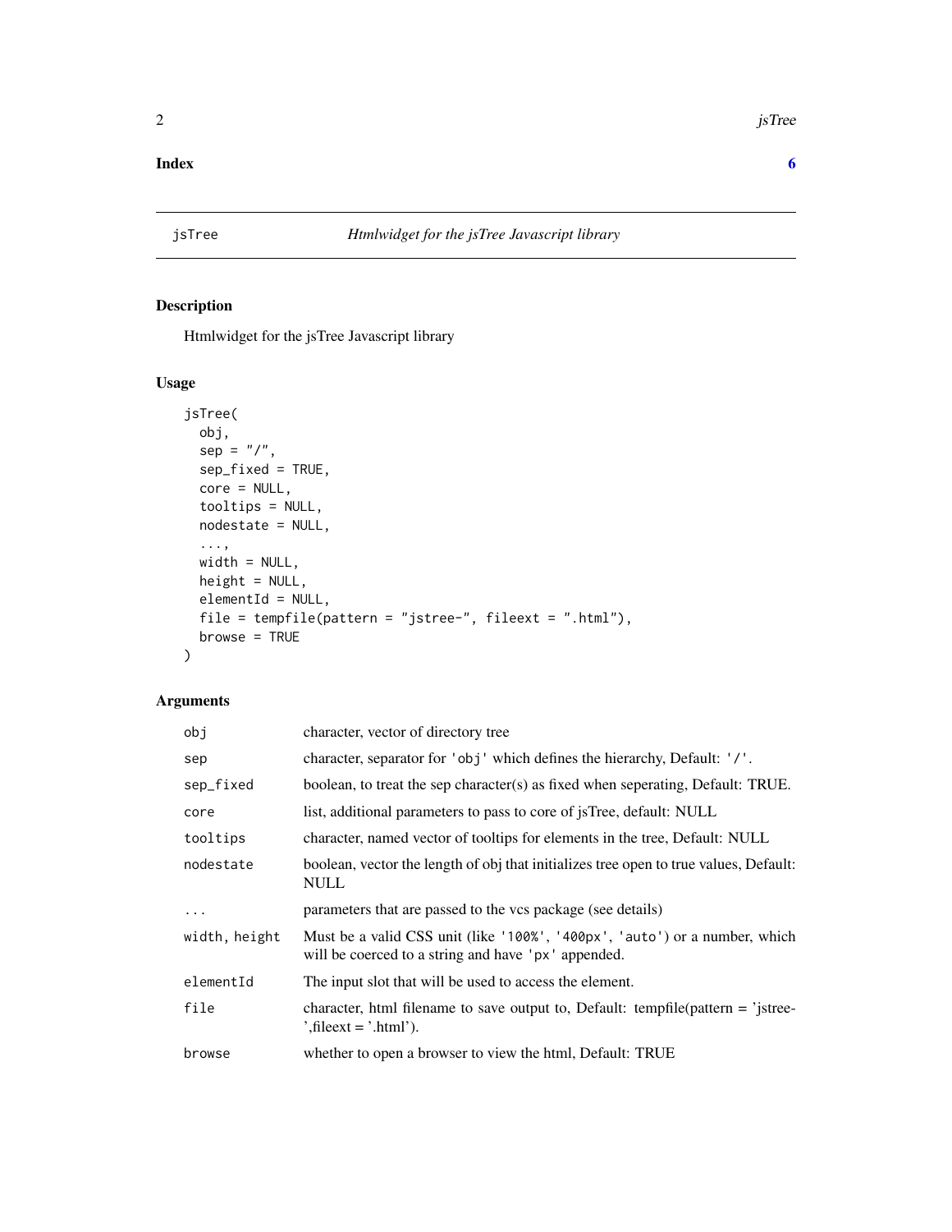**Index** 6

## jsTree *Htmlwidget for the jsTree Javascript library*

### Description

Htmlwidget for the jsTree Javascript library

### Usage

```
jsTree(
  obj,
  sep = "/",
  sep_fixed = TRUE,
  core = NULL,
  tooltips = NULL,
  nodestate = NULL,
  ...,
  width = NULL,
  height = NULL,
  elementId = NULL,
  file = tempfile(pattern = "jstree-", fileext = ".html"),
  browse = TRUE
)
```

### Arguments

| | |
|---|---|
| `obj` | character, vector of directory tree |
| `sep` | character, separator for `'obj'` which defines the hierarchy, Default: `'/'`. |
| `sep_fixed` | boolean, to treat the sep character(s) as fixed when seperating, Default: TRUE. |
| `core` | list, additional parameters to pass to core of jsTree, default: NULL |
| `tooltips` | character, named vector of tooltips for elements in the tree, Default: NULL |
| `nodestate` | boolean, vector the length of obj that initializes tree open to true values, Default: NULL |
| `...` | parameters that are passed to the vcs package (see details) |
| `width, height` | Must be a valid CSS unit (like `'100%'`, `'400px'`, `'auto'`) or a number, which will be coerced to a string and have `'px'` appended. |
| `elementId` | The input slot that will be used to access the element. |
| `file` | character, html filename to save output to, Default: tempfile(pattern = 'jstree-','fileext = '.html'). |
| `browse` | whether to open a browser to view the html, Default: TRUE |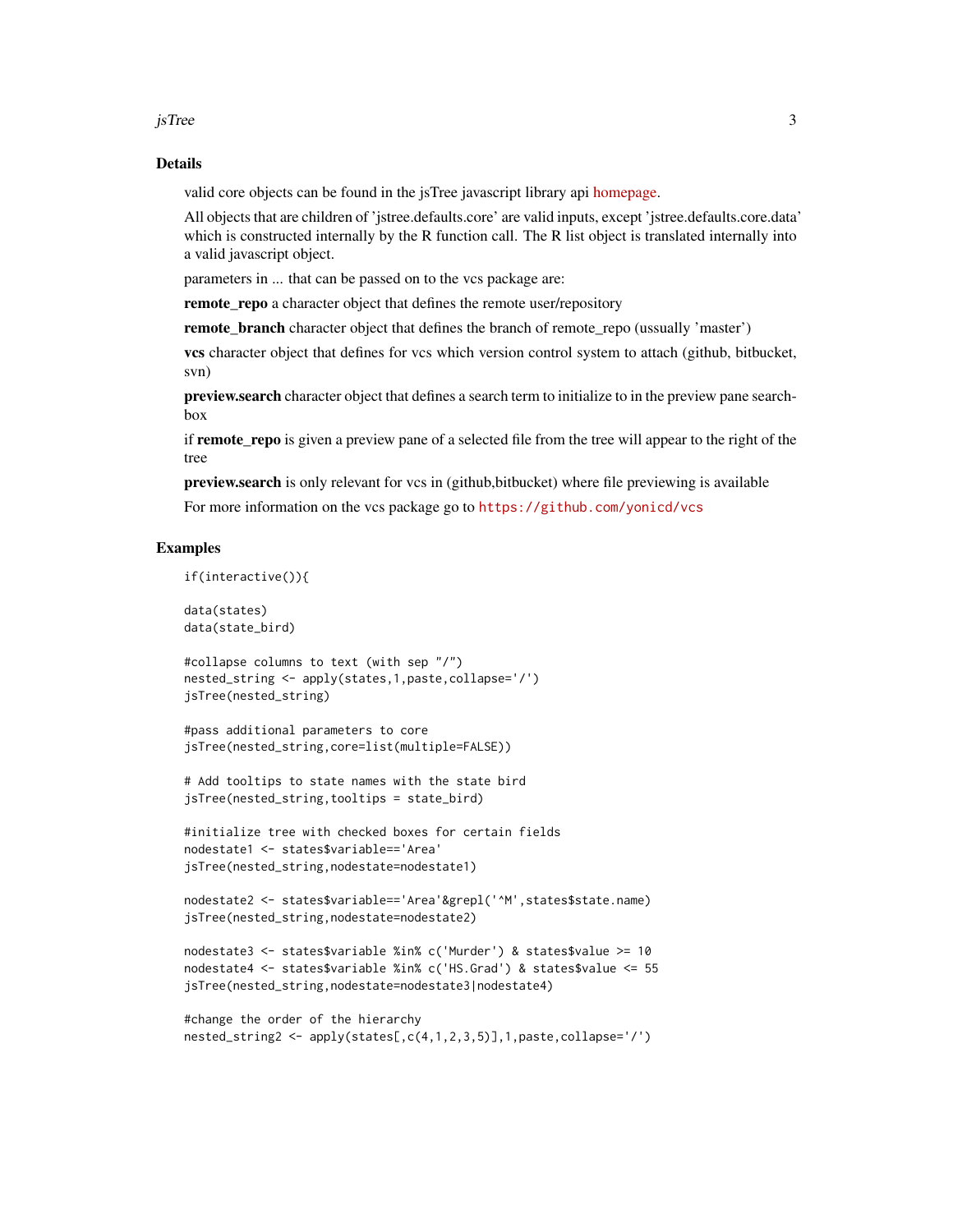## Details

valid core objects can be found in the jsTree javascript library api homepage.

All objects that are children of 'jstree.defaults.core' are valid inputs, except 'jstree.defaults.core.data' which is constructed internally by the R function call. The R list object is translated internally into a valid javascript object.

parameters in ... that can be passed on to the vcs package are:

**remote_repo** a character object that defines the remote user/repository

**remote_branch** character object that defines the branch of remote_repo (ussually 'master')

**vcs** character object that defines for vcs which version control system to attach (github, bitbucket, svn)

**preview.search** character object that defines a search term to initialize to in the preview pane search-box

if **remote_repo** is given a preview pane of a selected file from the tree will appear to the right of the tree

**preview.search** is only relevant for vcs in (github,bitbucket) where file previewing is available

For more information on the vcs package go to `https://github.com/yonicd/vcs`

## Examples

```
if(interactive()){

data(states)
data(state_bird)

#collapse columns to text (with sep "/")
nested_string <- apply(states,1,paste,collapse='/')
jsTree(nested_string)

#pass additional parameters to core
jsTree(nested_string,core=list(multiple=FALSE))

# Add tooltips to state names with the state bird
jsTree(nested_string,tooltips = state_bird)

#initialize tree with checked boxes for certain fields
nodestate1 <- states$variable=='Area'
jsTree(nested_string,nodestate=nodestate1)

nodestate2 <- states$variable=='Area'&grepl('^M',states$state.name)
jsTree(nested_string,nodestate=nodestate2)

nodestate3 <- states$variable %in% c('Murder') & states$value >= 10
nodestate4 <- states$variable %in% c('HS.Grad') & states$value <= 55
jsTree(nested_string,nodestate=nodestate3|nodestate4)

#change the order of the hierarchy
nested_string2 <- apply(states[,c(4,1,2,3,5)],1,paste,collapse='/')
```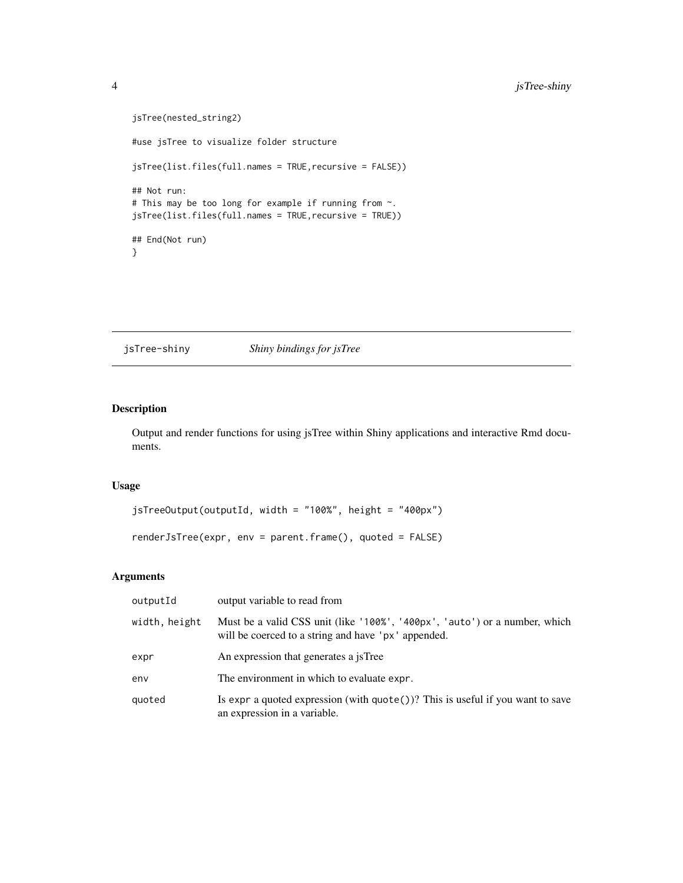```
jsTree(nested_string2)

#use jsTree to visualize folder structure

jsTree(list.files(full.names = TRUE,recursive = FALSE))

## Not run:
# This may be too long for example if running from ~.
jsTree(list.files(full.names = TRUE,recursive = TRUE))

## End(Not run)
}
```

## jsTree-shiny — *Shiny bindings for jsTree*

### Description

Output and render functions for using jsTree within Shiny applications and interactive Rmd documents.

### Usage

```
jsTreeOutput(outputId, width = "100%", height = "400px")

renderJsTree(expr, env = parent.frame(), quoted = FALSE)
```

### Arguments

| | |
|---|---|
| `outputId` | output variable to read from |
| `width, height` | Must be a valid CSS unit (like `'100%'`, `'400px'`, `'auto'`) or a number, which will be coerced to a string and have `'px'` appended. |
| `expr` | An expression that generates a jsTree |
| `env` | The environment in which to evaluate `expr`. |
| `quoted` | Is `expr` a quoted expression (with `quote()`)? This is useful if you want to save an expression in a variable. |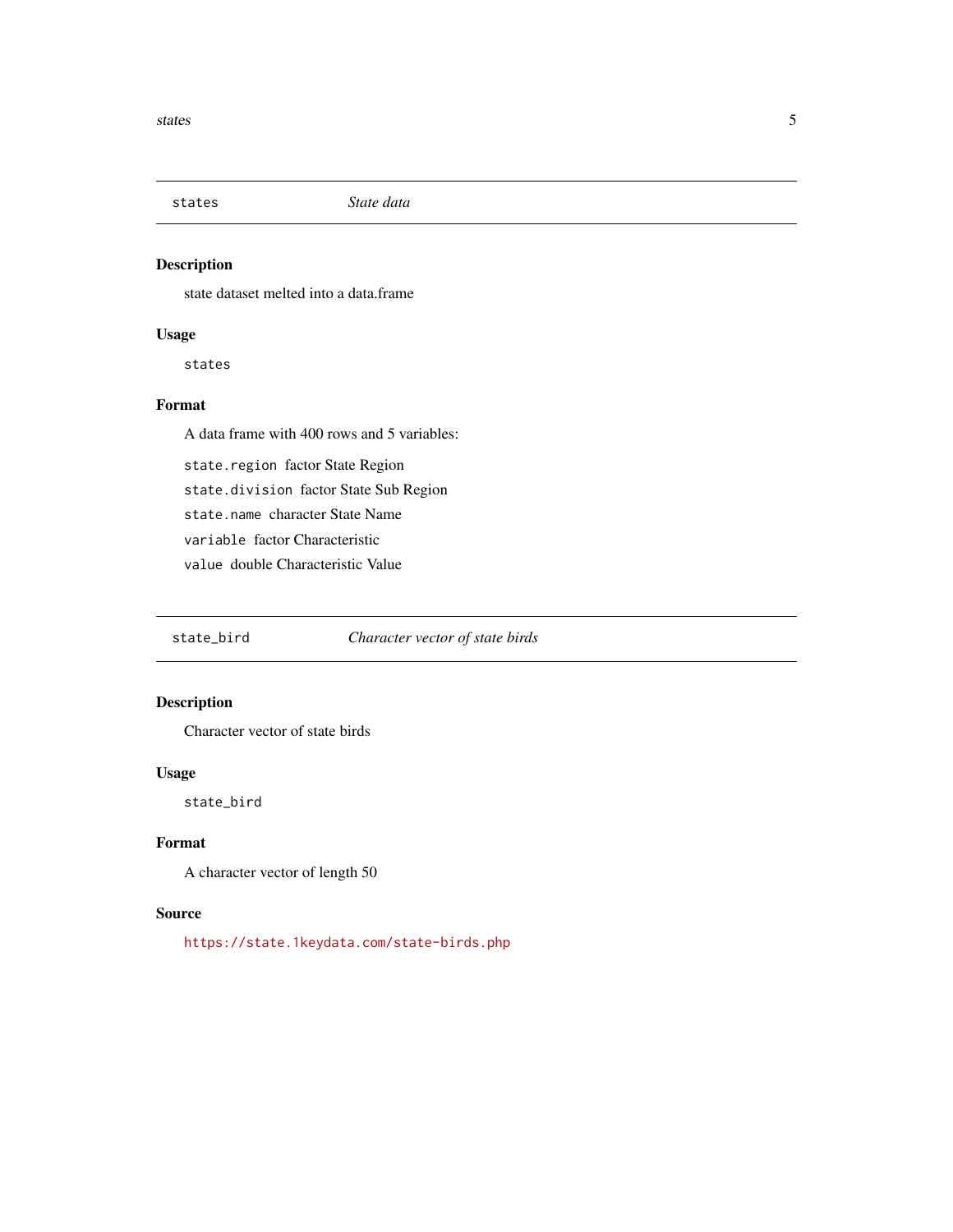## states — *State data*

### Description

state dataset melted into a data.frame

### Usage

```
states
```

### Format

A data frame with 400 rows and 5 variables:

- `state.region` factor State Region
- `state.division` factor State Sub Region
- `state.name` character State Name
- `variable` factor Characteristic
- `value` double Characteristic Value

## state_bird — *Character vector of state birds*

### Description

Character vector of state birds

### Usage

```
state_bird
```

### Format

A character vector of length 50

### Source

https://state.1keydata.com/state-birds.php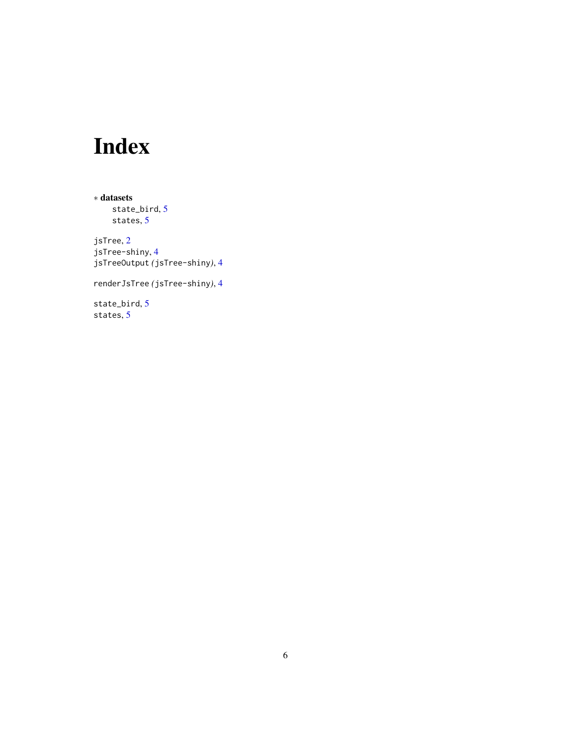# Index

∗ **datasets**
  state_bird, 5
  states, 5

jsTree, 2
jsTree-shiny, 4
jsTreeOutput *(*jsTree-shiny*)*, 4

renderJsTree *(*jsTree-shiny*)*, 4

state_bird, 5
states, 5